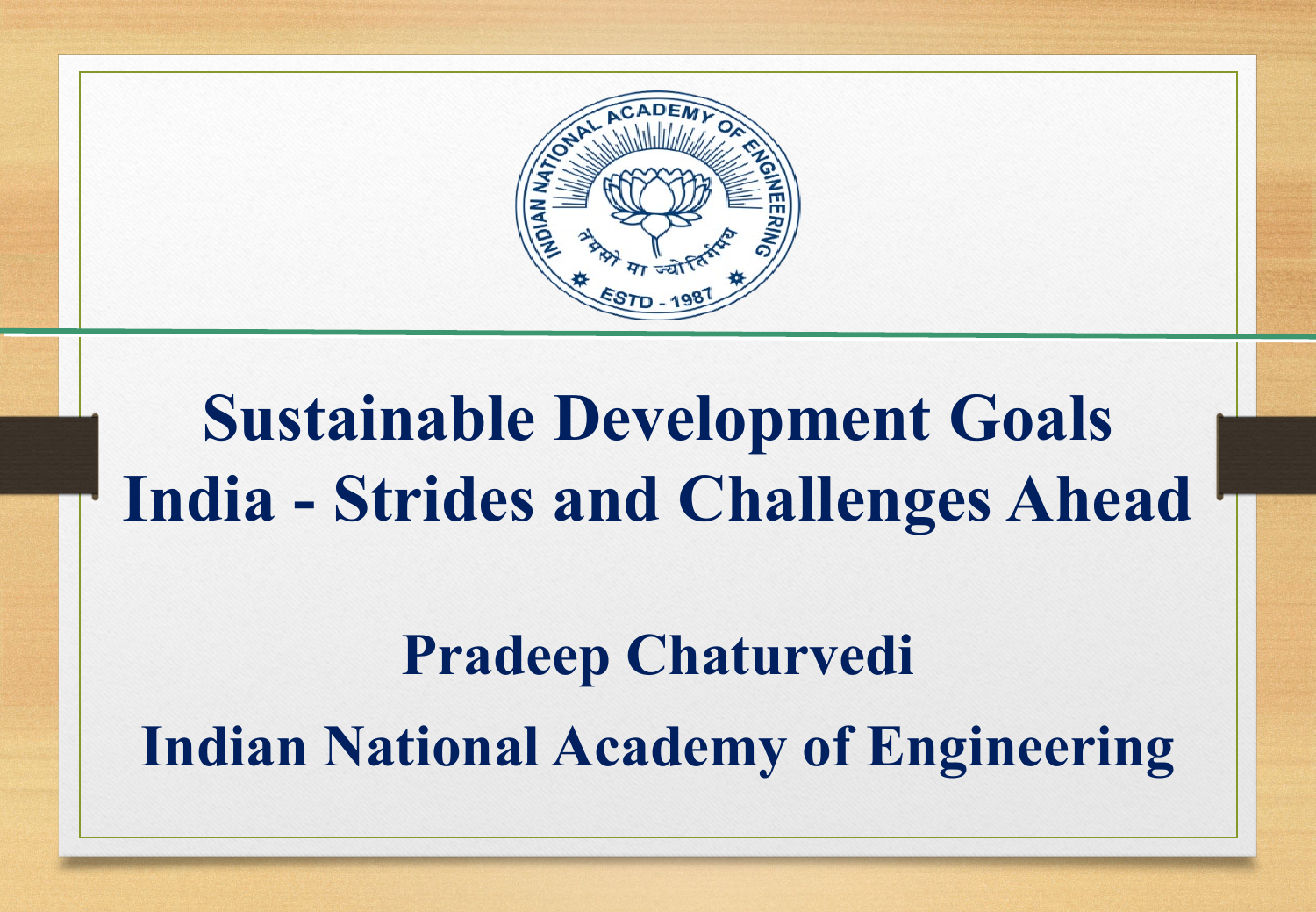# Sustainable Development Goals India - Strides and Challenges Ahead

**Pradeep Chaturvedi**

**Indian National Academy of Engineering**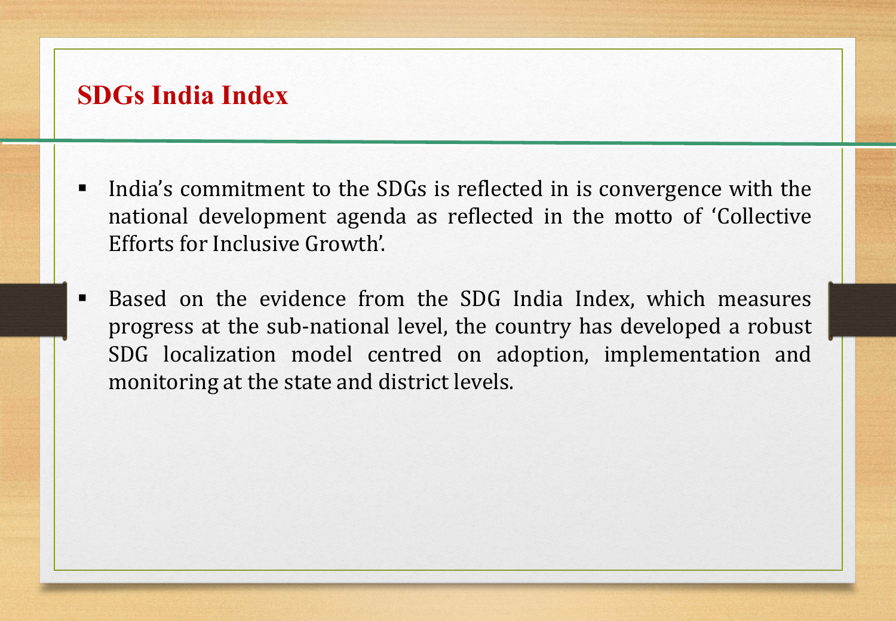## SDGs India Index

- India's commitment to the SDGs is reflected in is convergence with the national development agenda as reflected in the motto of 'Collective Efforts for Inclusive Growth'.
- Based on the evidence from the SDG India Index, which measures progress at the sub-national level, the country has developed a robust SDG localization model centred on adoption, implementation and monitoring at the state and district levels.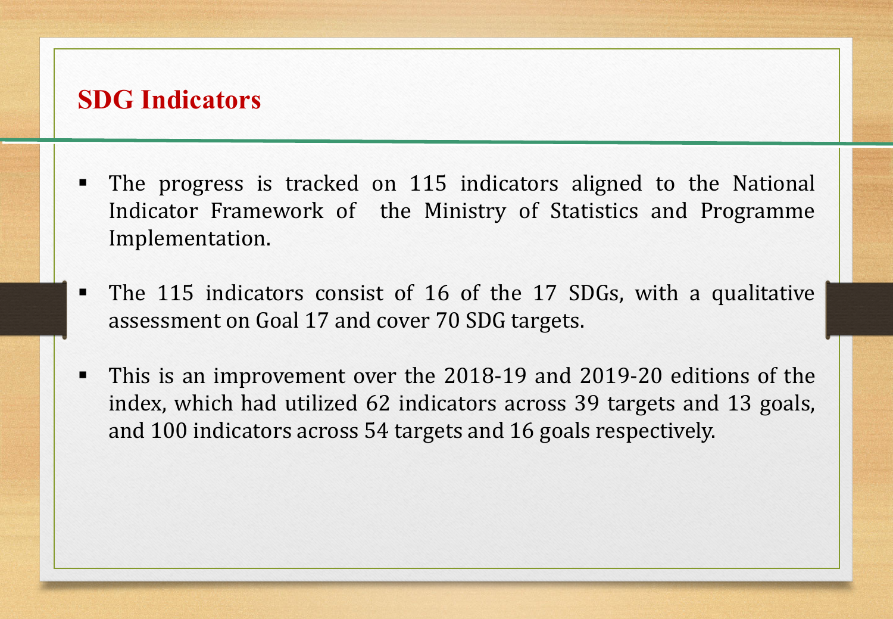## SDG Indicators

- The progress is tracked on 115 indicators aligned to the National Indicator Framework of the Ministry of Statistics and Programme Implementation.
- The 115 indicators consist of 16 of the 17 SDGs, with a qualitative assessment on Goal 17 and cover 70 SDG targets.
- This is an improvement over the 2018-19 and 2019-20 editions of the index, which had utilized 62 indicators across 39 targets and 13 goals, and 100 indicators across 54 targets and 16 goals respectively.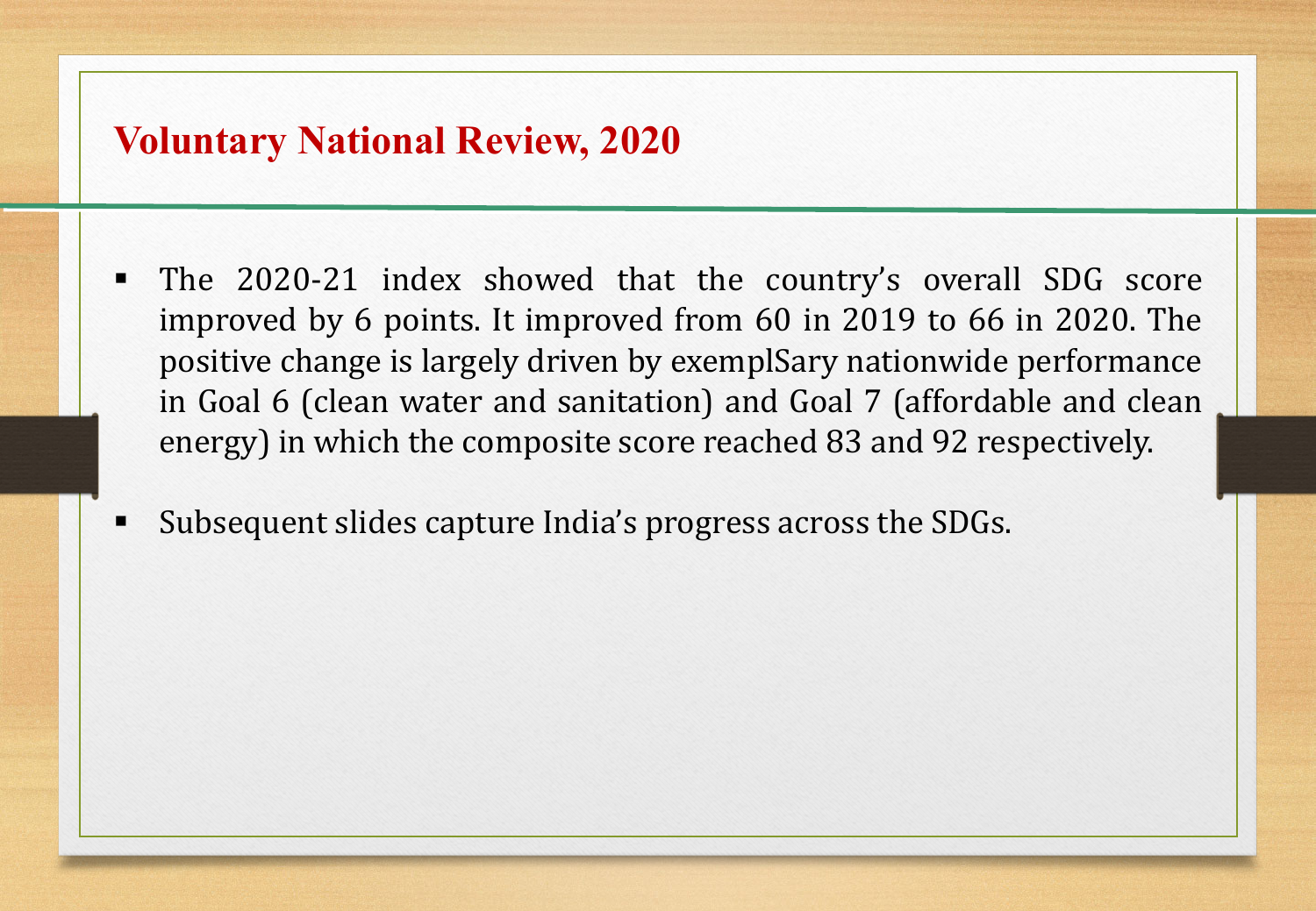# Voluntary National Review, 2020

- The 2020-21 index showed that the country's overall SDG score improved by 6 points. It improved from 60 in 2019 to 66 in 2020. The positive change is largely driven by exemplSary nationwide performance in Goal 6 (clean water and sanitation) and Goal 7 (affordable and clean energy) in which the composite score reached 83 and 92 respectively.
- Subsequent slides capture India's progress across the SDGs.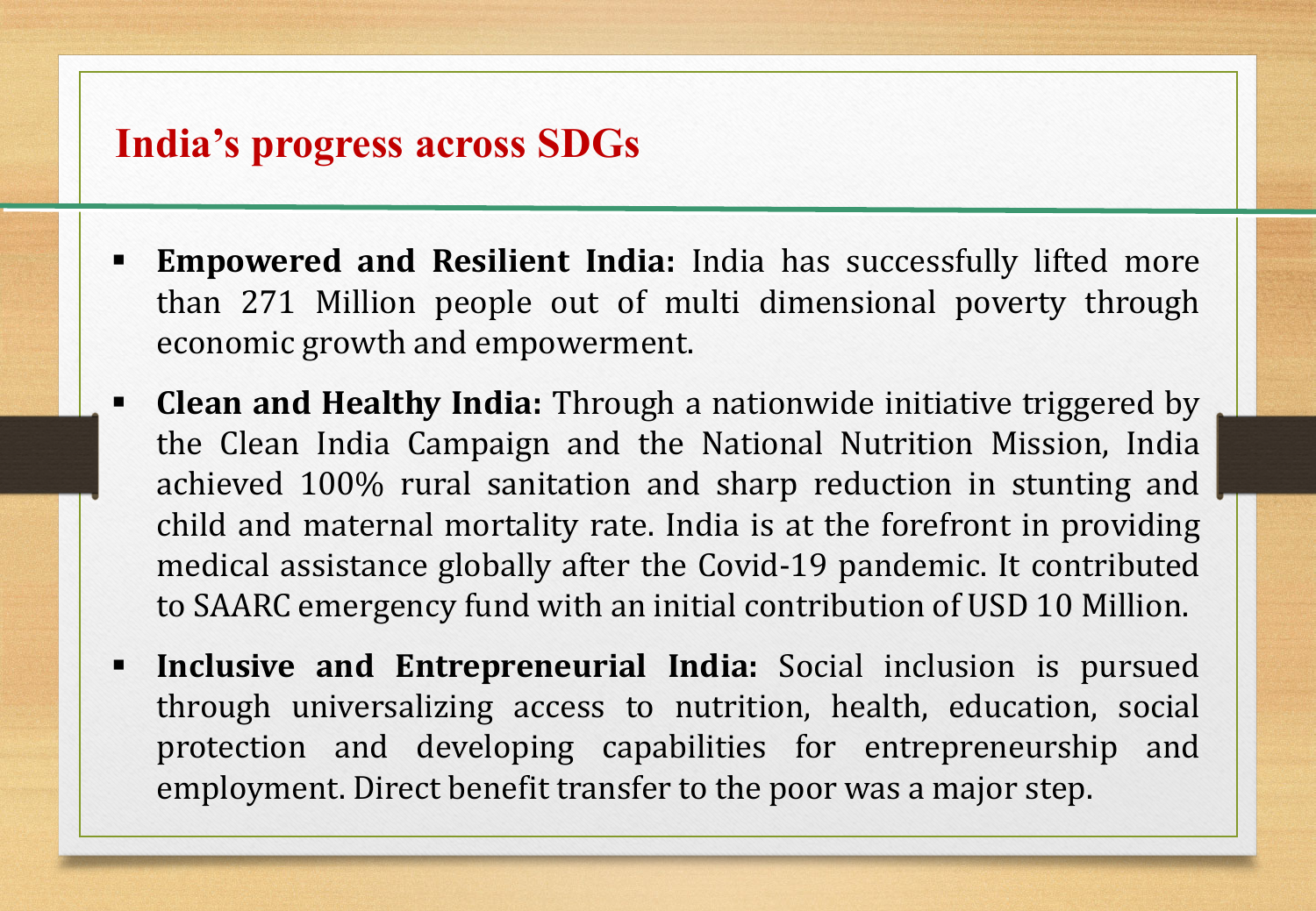# India's progress across SDGs

- **Empowered and Resilient India:** India has successfully lifted more than 271 Million people out of multi dimensional poverty through economic growth and empowerment.
- **Clean and Healthy India:** Through a nationwide initiative triggered by the Clean India Campaign and the National Nutrition Mission, India achieved 100% rural sanitation and sharp reduction in stunting and child and maternal mortality rate. India is at the forefront in providing medical assistance globally after the Covid-19 pandemic. It contributed to SAARC emergency fund with an initial contribution of USD 10 Million.
- **Inclusive and Entrepreneurial India:** Social inclusion is pursued through universalizing access to nutrition, health, education, social protection and developing capabilities for entrepreneurship and employment. Direct benefit transfer to the poor was a major step.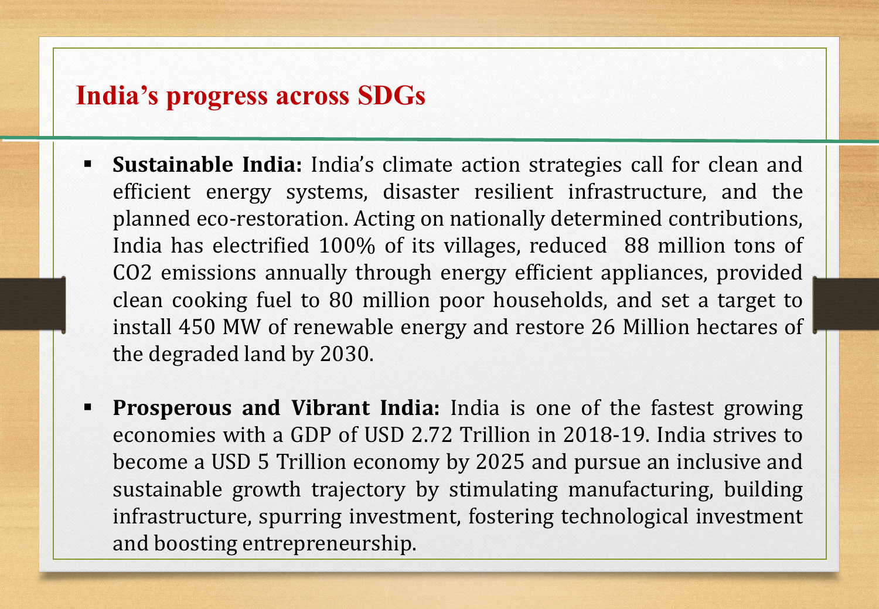# India's progress across SDGs

- **Sustainable India:** India's climate action strategies call for clean and efficient energy systems, disaster resilient infrastructure, and the planned eco-restoration. Acting on nationally determined contributions, India has electrified 100% of its villages, reduced 88 million tons of $CO_2$ emissions annually through energy efficient appliances, provided clean cooking fuel to 80 million poor households, and set a target to install 450 MW of renewable energy and restore 26 Million hectares of the degraded land by 2030.

- **Prosperous and Vibrant India:** India is one of the fastest growing economies with a GDP of USD 2.72 Trillion in 2018-19. India strives to become a USD 5 Trillion economy by 2025 and pursue an inclusive and sustainable growth trajectory by stimulating manufacturing, building infrastructure, spurring investment, fostering technological investment and boosting entrepreneurship.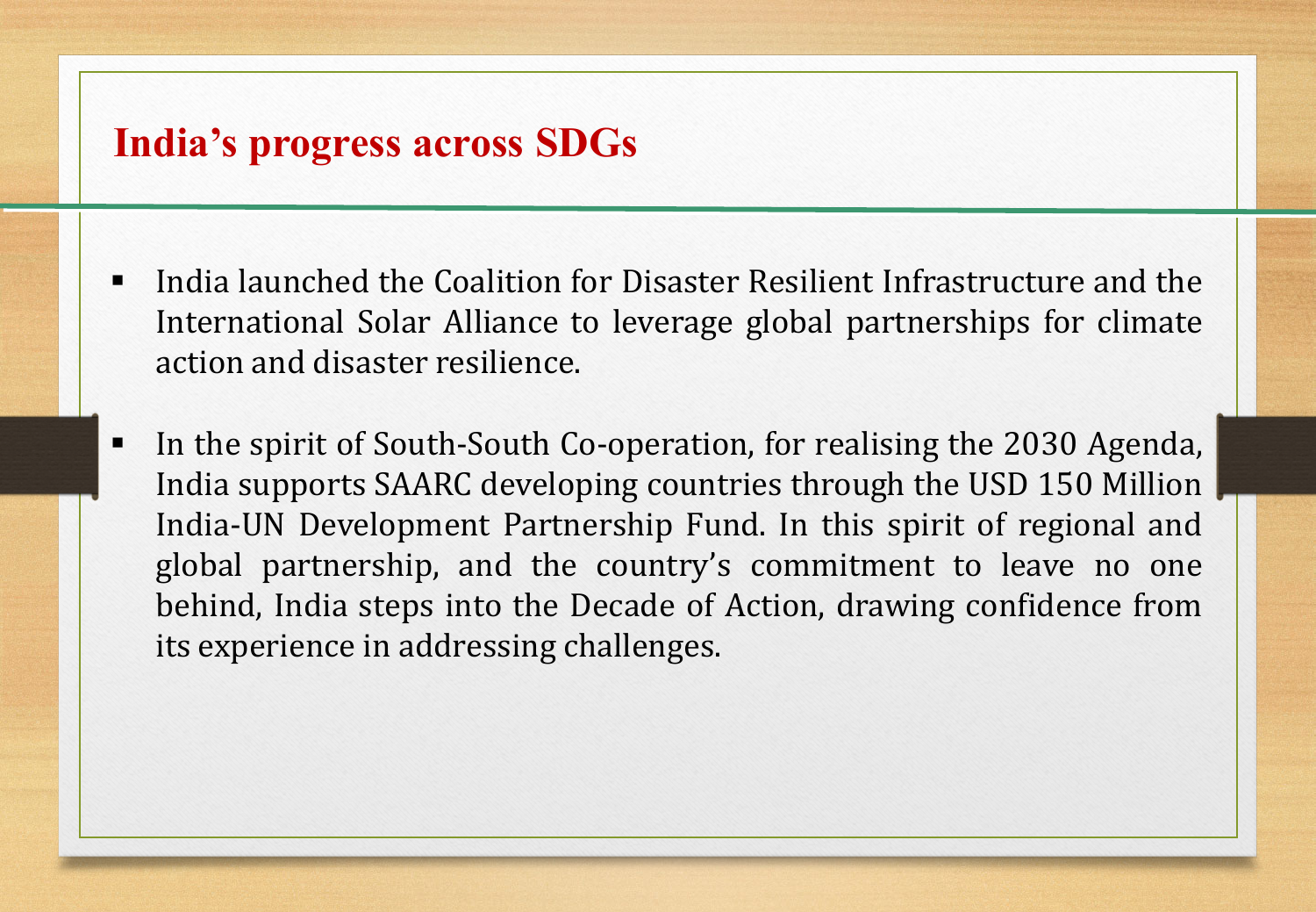# India's progress across SDGs

- India launched the Coalition for Disaster Resilient Infrastructure and the International Solar Alliance to leverage global partnerships for climate action and disaster resilience.
- In the spirit of South-South Co-operation, for realising the 2030 Agenda, India supports SAARC developing countries through the USD 150 Million India-UN Development Partnership Fund. In this spirit of regional and global partnership, and the country's commitment to leave no one behind, India steps into the Decade of Action, drawing confidence from its experience in addressing challenges.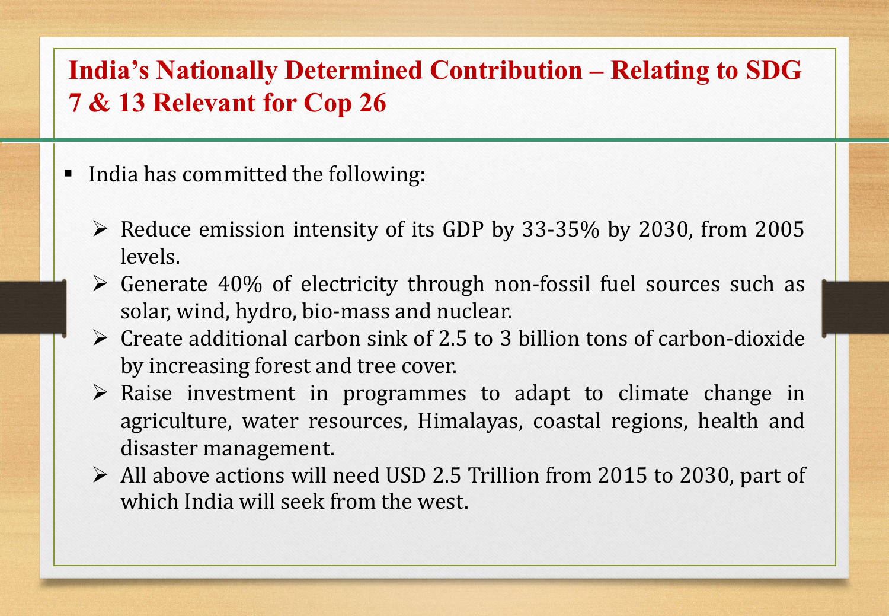# India's Nationally Determined Contribution – Relating to SDG 7 & 13 Relevant for Cop 26

- India has committed the following:
  - Reduce emission intensity of its GDP by 33-35% by 2030, from 2005 levels.
  - Generate 40% of electricity through non-fossil fuel sources such as solar, wind, hydro, bio-mass and nuclear.
  - Create additional carbon sink of 2.5 to 3 billion tons of carbon-dioxide by increasing forest and tree cover.
  - Raise investment in programmes to adapt to climate change in agriculture, water resources, Himalayas, coastal regions, health and disaster management.
  - All above actions will need USD 2.5 Trillion from 2015 to 2030, part of which India will seek from the west.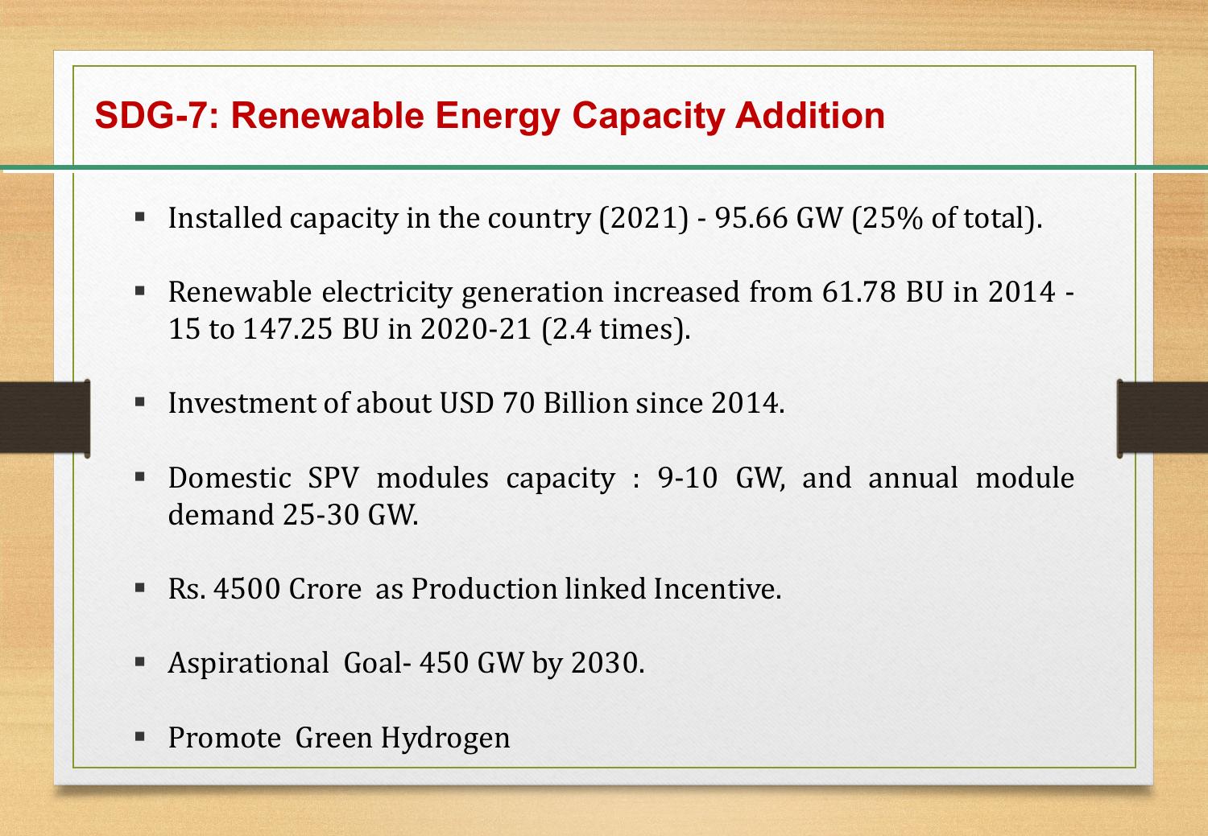# SDG-7: Renewable Energy Capacity Addition

- Installed capacity in the country (2021) - 95.66 GW (25% of total).
- Renewable electricity generation increased from 61.78 BU in 2014 - 15 to 147.25 BU in 2020-21 (2.4 times).
- Investment of about USD 70 Billion since 2014.
- Domestic SPV modules capacity : 9-10 GW, and annual module demand 25-30 GW.
- Rs. 4500 Crore as Production linked Incentive.
- Aspirational Goal- 450 GW by 2030.
- Promote Green Hydrogen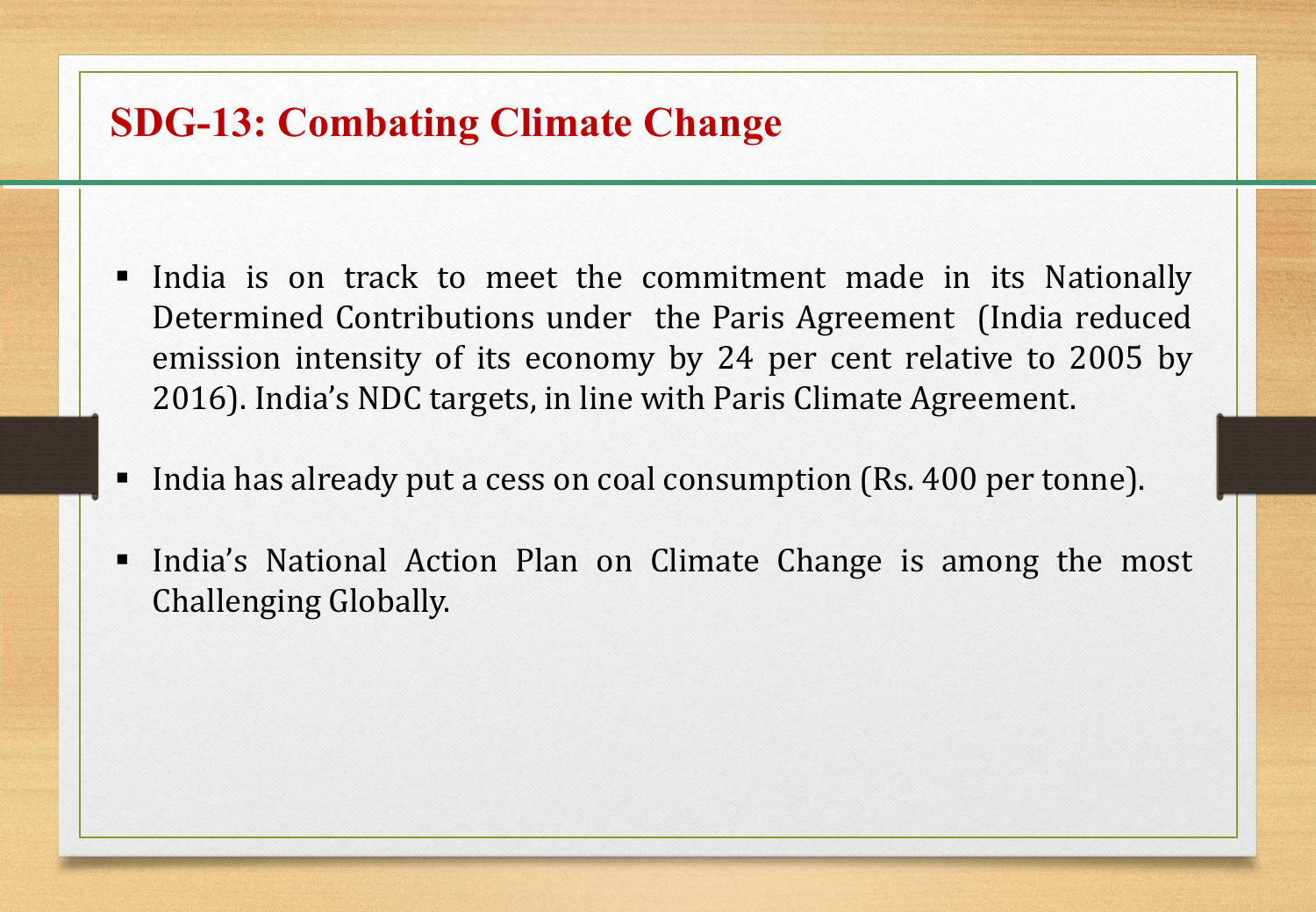# SDG-13: Combating Climate Change

- India is on track to meet the commitment made in its Nationally Determined Contributions under the Paris Agreement (India reduced emission intensity of its economy by 24 per cent relative to 2005 by 2016). India's NDC targets, in line with Paris Climate Agreement.
- India has already put a cess on coal consumption (Rs. 400 per tonne).
- India's National Action Plan on Climate Change is among the most Challenging Globally.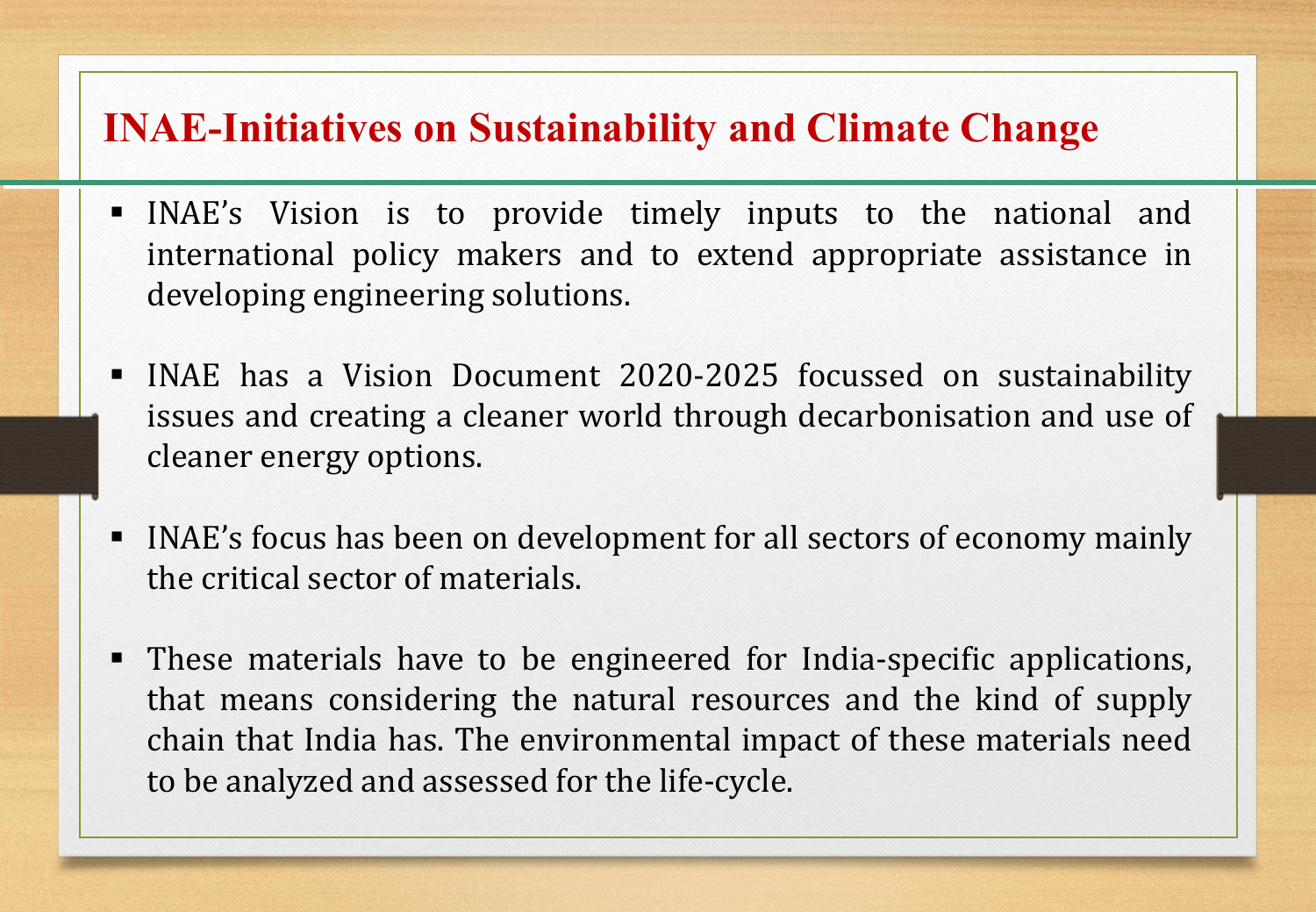# INAE-Initiatives on Sustainability and Climate Change

- INAE's Vision is to provide timely inputs to the national and international policy makers and to extend appropriate assistance in developing engineering solutions.

- INAE has a Vision Document 2020-2025 focussed on sustainability issues and creating a cleaner world through decarbonisation and use of cleaner energy options.

- INAE's focus has been on development for all sectors of economy mainly the critical sector of materials.

- These materials have to be engineered for India-specific applications, that means considering the natural resources and the kind of supply chain that India has. The environmental impact of these materials need to be analyzed and assessed for the life-cycle.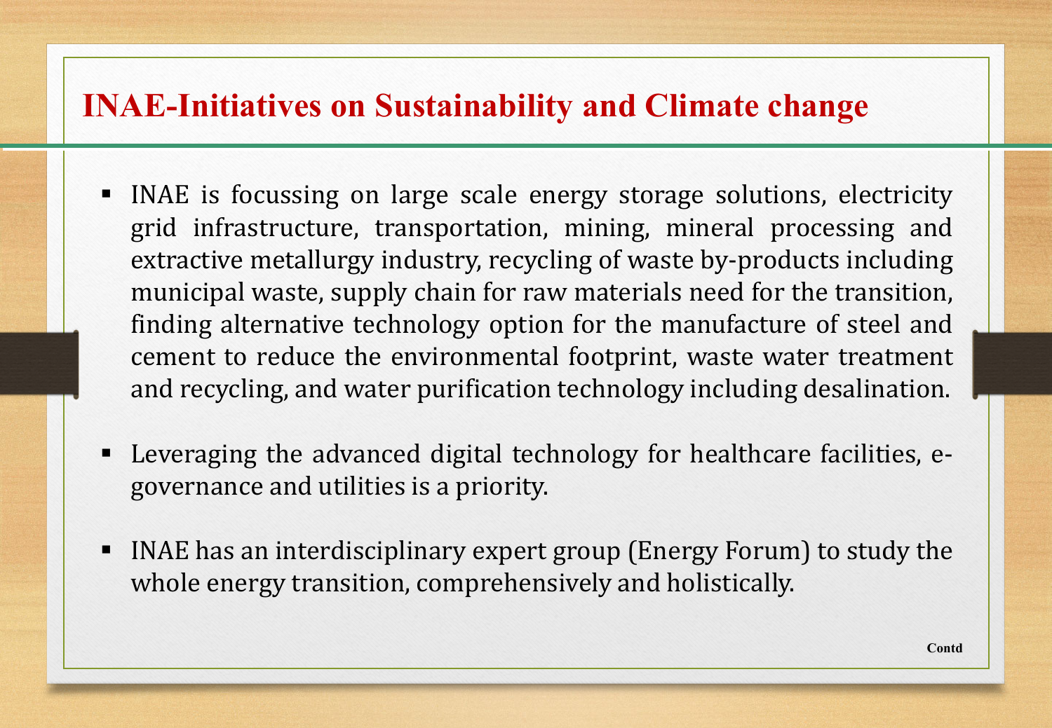# INAE-Initiatives on Sustainability and Climate change

- INAE is focussing on large scale energy storage solutions, electricity grid infrastructure, transportation, mining, mineral processing and extractive metallurgy industry, recycling of waste by-products including municipal waste, supply chain for raw materials need for the transition, finding alternative technology option for the manufacture of steel and cement to reduce the environmental footprint, waste water treatment and recycling, and water purification technology including desalination.

- Leveraging the advanced digital technology for healthcare facilities, e-governance and utilities is a priority.

- INAE has an interdisciplinary expert group (Energy Forum) to study the whole energy transition, comprehensively and holistically.

**Contd**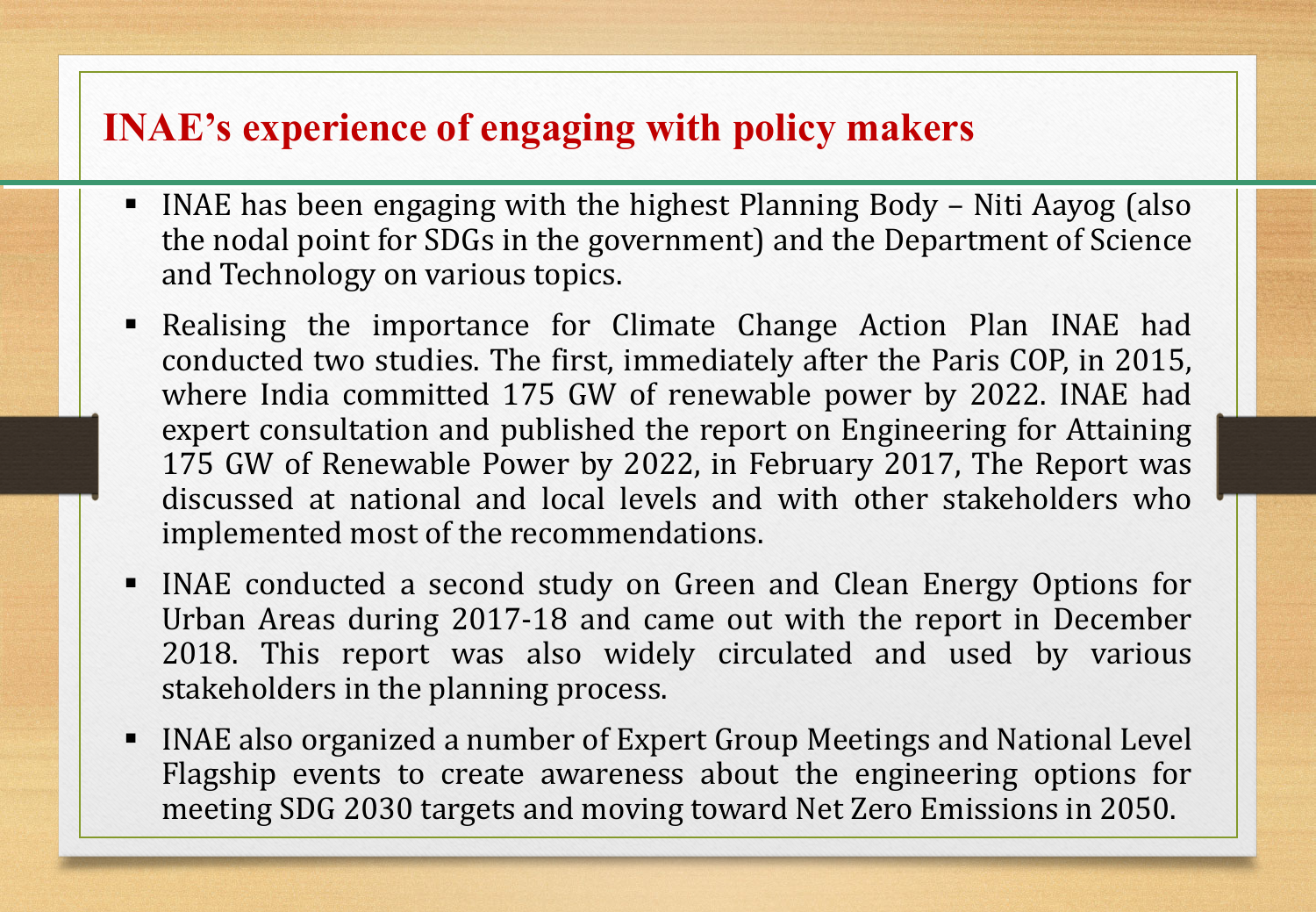# INAE's experience of engaging with policy makers

- INAE has been engaging with the highest Planning Body – Niti Aayog (also the nodal point for SDGs in the government) and the Department of Science and Technology on various topics.
- Realising the importance for Climate Change Action Plan INAE had conducted two studies. The first, immediately after the Paris COP, in 2015, where India committed 175 GW of renewable power by 2022. INAE had expert consultation and published the report on Engineering for Attaining 175 GW of Renewable Power by 2022, in February 2017, The Report was discussed at national and local levels and with other stakeholders who implemented most of the recommendations.
- INAE conducted a second study on Green and Clean Energy Options for Urban Areas during 2017-18 and came out with the report in December 2018. This report was also widely circulated and used by various stakeholders in the planning process.
- INAE also organized a number of Expert Group Meetings and National Level Flagship events to create awareness about the engineering options for meeting SDG 2030 targets and moving toward Net Zero Emissions in 2050.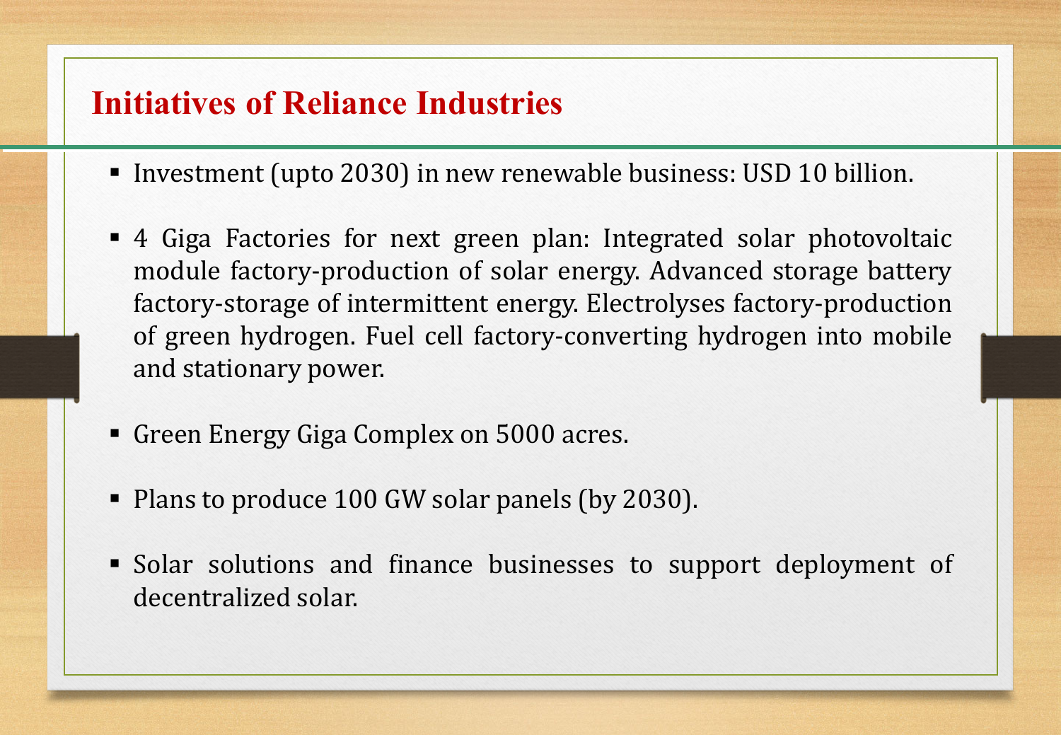# Initiatives of Reliance Industries

- Investment (upto 2030) in new renewable business: USD 10 billion.

- 4 Giga Factories for next green plan: Integrated solar photovoltaic module factory-production of solar energy. Advanced storage battery factory-storage of intermittent energy. Electrolyses factory-production of green hydrogen. Fuel cell factory-converting hydrogen into mobile and stationary power.

- Green Energy Giga Complex on 5000 acres.

- Plans to produce 100 GW solar panels (by 2030).

- Solar solutions and finance businesses to support deployment of decentralized solar.